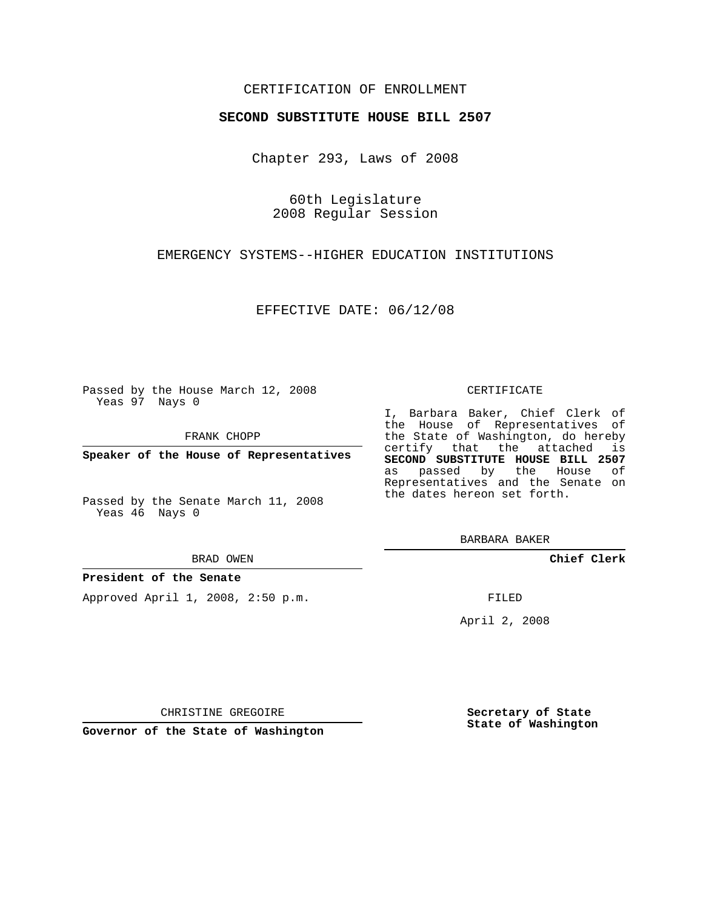CERTIFICATION OF ENROLLMENT

**SECOND SUBSTITUTE HOUSE BILL 2507**

Chapter 293, Laws of 2008

60th Legislature
2008 Regular Session

EMERGENCY SYSTEMS--HIGHER EDUCATION INSTITUTIONS

EFFECTIVE DATE: 06/12/08

Passed by the House March 12, 2008
Yeas 97 Nays 0

FRANK CHOPP

**Speaker of the House of Representatives**

Passed by the Senate March 11, 2008
Yeas 46 Nays 0

BRAD OWEN

**President of the Senate**

Approved April 1, 2008, 2:50 p.m.

CHRISTINE GREGOIRE

**Governor of the State of Washington**

CERTIFICATE

I, Barbara Baker, Chief Clerk of the House of Representatives of the State of Washington, do hereby certify that the attached is **SECOND SUBSTITUTE HOUSE BILL 2507** as passed by the House of Representatives and the Senate on the dates hereon set forth.

BARBARA BAKER

**Chief Clerk**

FILED

April 2, 2008

**Secretary of State**
**State of Washington**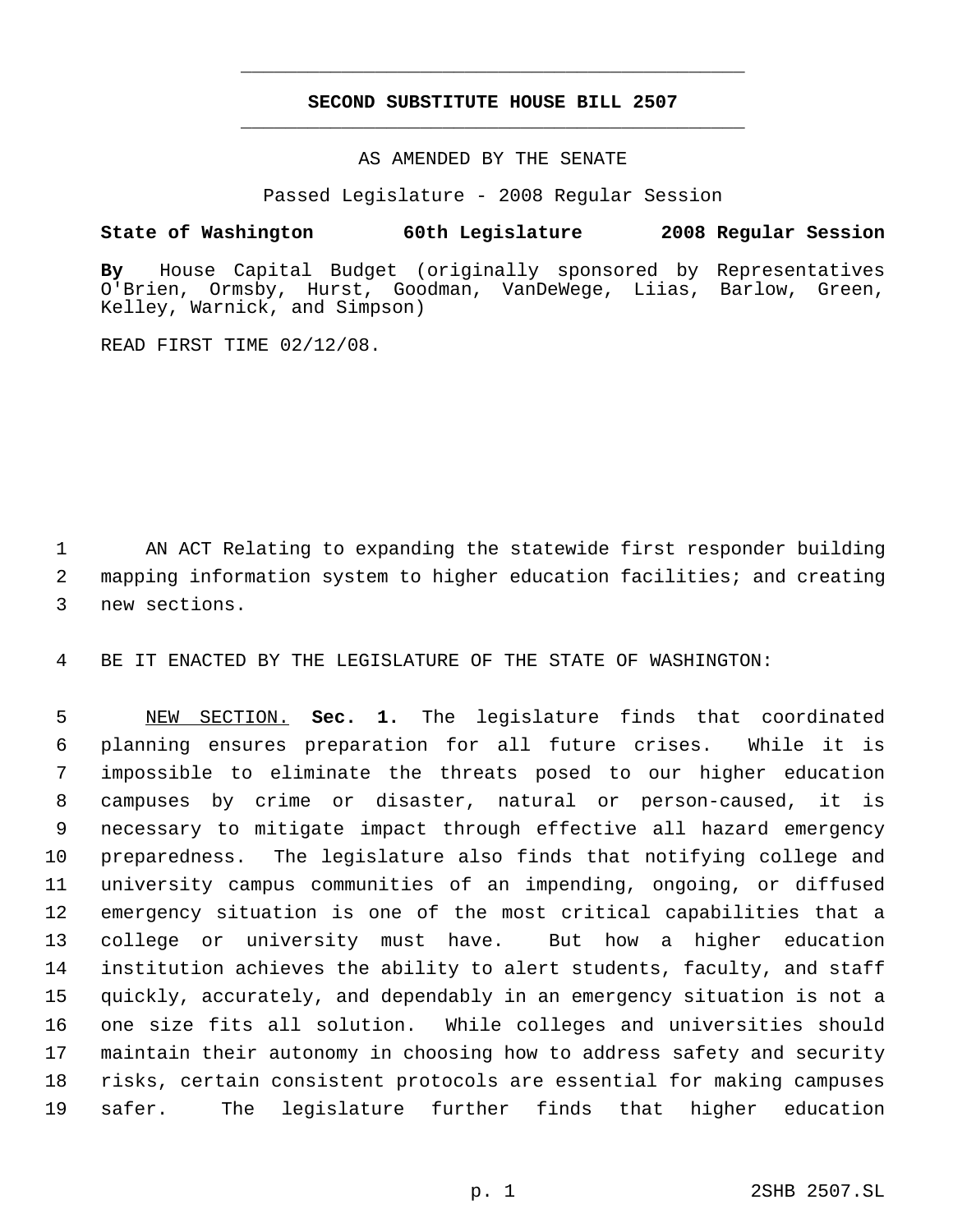# SECOND SUBSTITUTE HOUSE BILL 2507

AS AMENDED BY THE SENATE

Passed Legislature - 2008 Regular Session

**State of Washington 60th Legislature 2008 Regular Session**

**By** House Capital Budget (originally sponsored by Representatives O'Brien, Ormsby, Hurst, Goodman, VanDeWege, Liias, Barlow, Green, Kelley, Warnick, and Simpson)

READ FIRST TIME 02/12/08.

AN ACT Relating to expanding the statewide first responder building mapping information system to higher education facilities; and creating new sections.

BE IT ENACTED BY THE LEGISLATURE OF THE STATE OF WASHINGTON:

NEW SECTION. **Sec. 1.** The legislature finds that coordinated planning ensures preparation for all future crises. While it is impossible to eliminate the threats posed to our higher education campuses by crime or disaster, natural or person-caused, it is necessary to mitigate impact through effective all hazard emergency preparedness. The legislature also finds that notifying college and university campus communities of an impending, ongoing, or diffused emergency situation is one of the most critical capabilities that a college or university must have. But how a higher education institution achieves the ability to alert students, faculty, and staff quickly, accurately, and dependably in an emergency situation is not a one size fits all solution. While colleges and universities should maintain their autonomy in choosing how to address safety and security risks, certain consistent protocols are essential for making campuses safer. The legislature further finds that higher education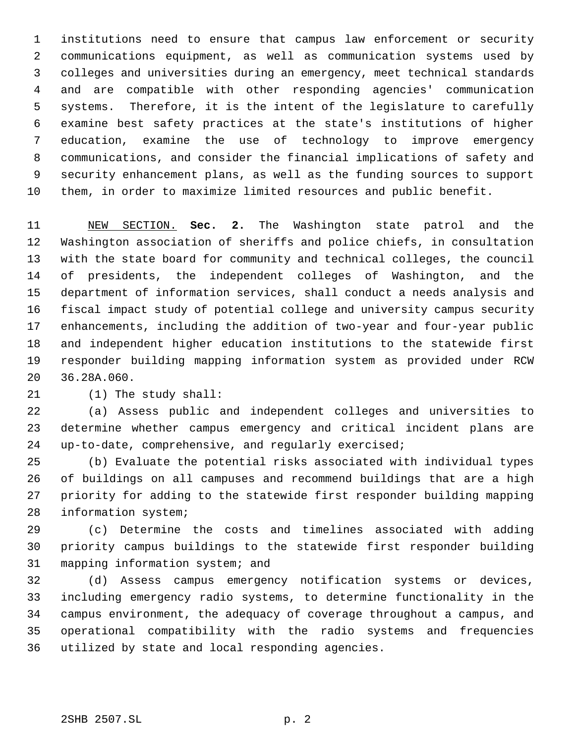institutions need to ensure that campus law enforcement or security communications equipment, as well as communication systems used by colleges and universities during an emergency, meet technical standards and are compatible with other responding agencies' communication systems. Therefore, it is the intent of the legislature to carefully examine best safety practices at the state's institutions of higher education, examine the use of technology to improve emergency communications, and consider the financial implications of safety and security enhancement plans, as well as the funding sources to support them, in order to maximize limited resources and public benefit.

NEW SECTION. **Sec. 2.** The Washington state patrol and the Washington association of sheriffs and police chiefs, in consultation with the state board for community and technical colleges, the council of presidents, the independent colleges of Washington, and the department of information services, shall conduct a needs analysis and fiscal impact study of potential college and university campus security enhancements, including the addition of two-year and four-year public and independent higher education institutions to the statewide first responder building mapping information system as provided under RCW 36.28A.060.

(1) The study shall:

(a) Assess public and independent colleges and universities to determine whether campus emergency and critical incident plans are up-to-date, comprehensive, and regularly exercised;

(b) Evaluate the potential risks associated with individual types of buildings on all campuses and recommend buildings that are a high priority for adding to the statewide first responder building mapping information system;

(c) Determine the costs and timelines associated with adding priority campus buildings to the statewide first responder building mapping information system; and

(d) Assess campus emergency notification systems or devices, including emergency radio systems, to determine functionality in the campus environment, the adequacy of coverage throughout a campus, and operational compatibility with the radio systems and frequencies utilized by state and local responding agencies.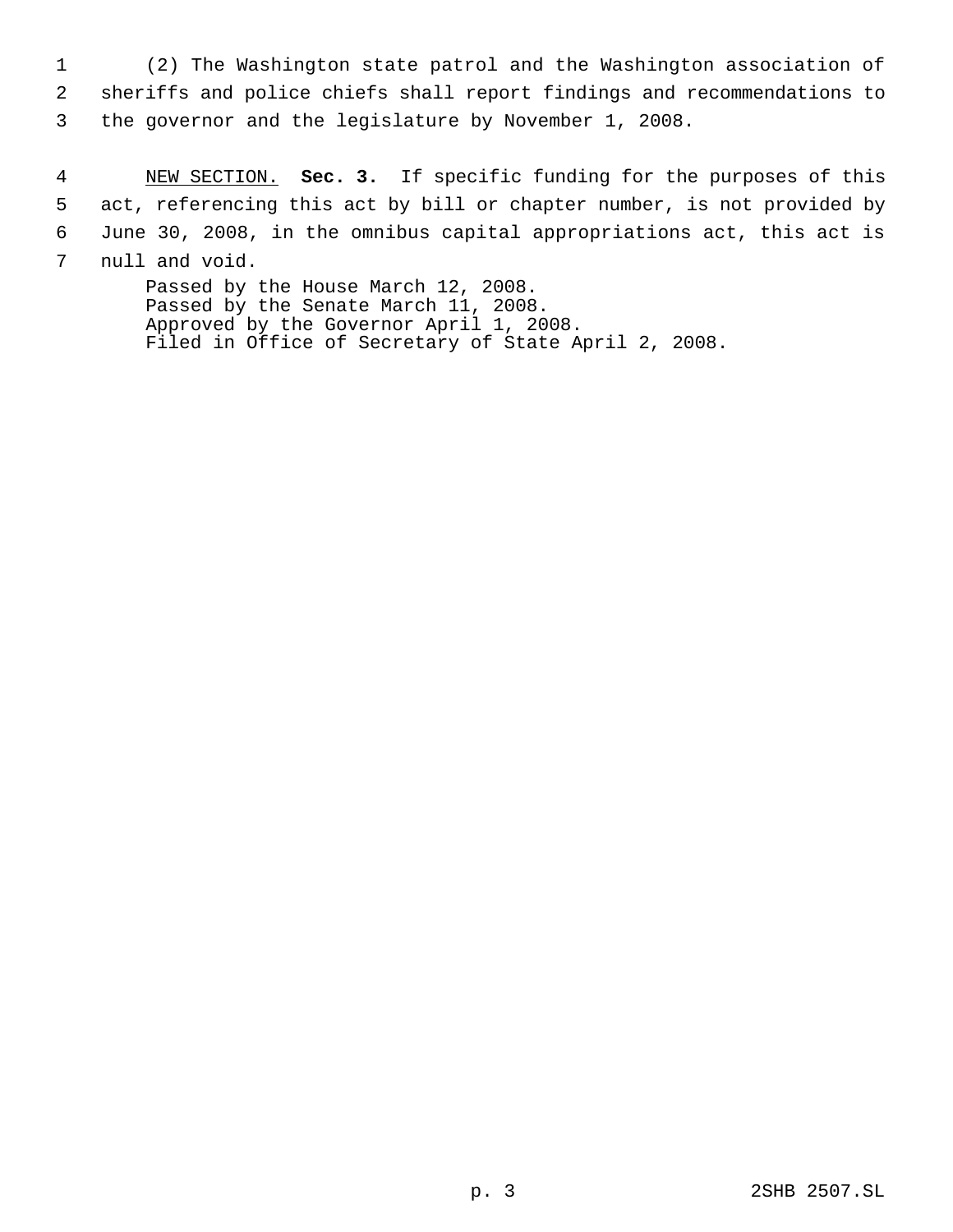(2) The Washington state patrol and the Washington association of sheriffs and police chiefs shall report findings and recommendations to the governor and the legislature by November 1, 2008.

NEW SECTION. **Sec. 3.** If specific funding for the purposes of this act, referencing this act by bill or chapter number, is not provided by June 30, 2008, in the omnibus capital appropriations act, this act is null and void.

Passed by the House March 12, 2008.
Passed by the Senate March 11, 2008.
Approved by the Governor April 1, 2008.
Filed in Office of Secretary of State April 2, 2008.